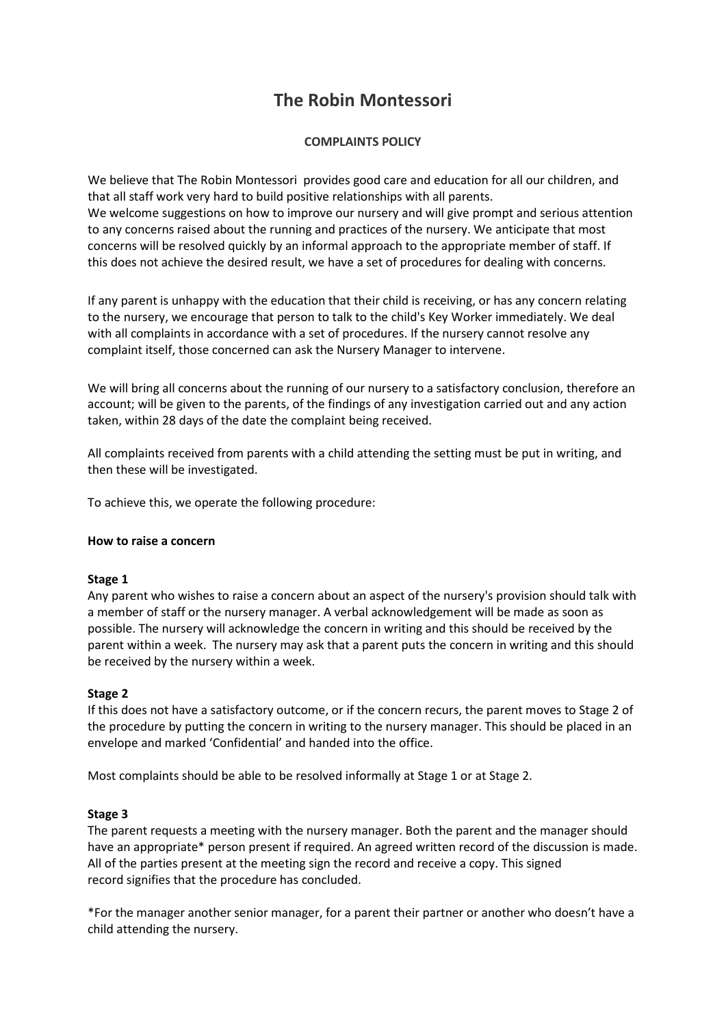# The Robin Montessori

**COMPLAINTS POLICY**

We believe that The Robin Montessori provides good care and education for all our children, and that all staff work very hard to build positive relationships with all parents.
We welcome suggestions on how to improve our nursery and will give prompt and serious attention to any concerns raised about the running and practices of the nursery. We anticipate that most concerns will be resolved quickly by an informal approach to the appropriate member of staff. If this does not achieve the desired result, we have a set of procedures for dealing with concerns.

If any parent is unhappy with the education that their child is receiving, or has any concern relating to the nursery, we encourage that person to talk to the child's Key Worker immediately. We deal with all complaints in accordance with a set of procedures. If the nursery cannot resolve any complaint itself, those concerned can ask the Nursery Manager to intervene.

We will bring all concerns about the running of our nursery to a satisfactory conclusion, therefore an account; will be given to the parents, of the findings of any investigation carried out and any action taken, within 28 days of the date the complaint being received.

All complaints received from parents with a child attending the setting must be put in writing, and then these will be investigated.

To achieve this, we operate the following procedure:

**How to raise a concern**

**Stage 1**
Any parent who wishes to raise a concern about an aspect of the nursery's provision should talk with a member of staff or the nursery manager. A verbal acknowledgement will be made as soon as possible. The nursery will acknowledge the concern in writing and this should be received by the parent within a week. The nursery may ask that a parent puts the concern in writing and this should be received by the nursery within a week.

**Stage 2**
If this does not have a satisfactory outcome, or if the concern recurs, the parent moves to Stage 2 of the procedure by putting the concern in writing to the nursery manager. This should be placed in an envelope and marked 'Confidential' and handed into the office.

Most complaints should be able to be resolved informally at Stage 1 or at Stage 2.

**Stage 3**
The parent requests a meeting with the nursery manager. Both the parent and the manager should have an appropriate* person present if required. An agreed written record of the discussion is made. All of the parties present at the meeting sign the record and receive a copy. This signed record signifies that the procedure has concluded.

*For the manager another senior manager, for a parent their partner or another who doesn't have a child attending the nursery.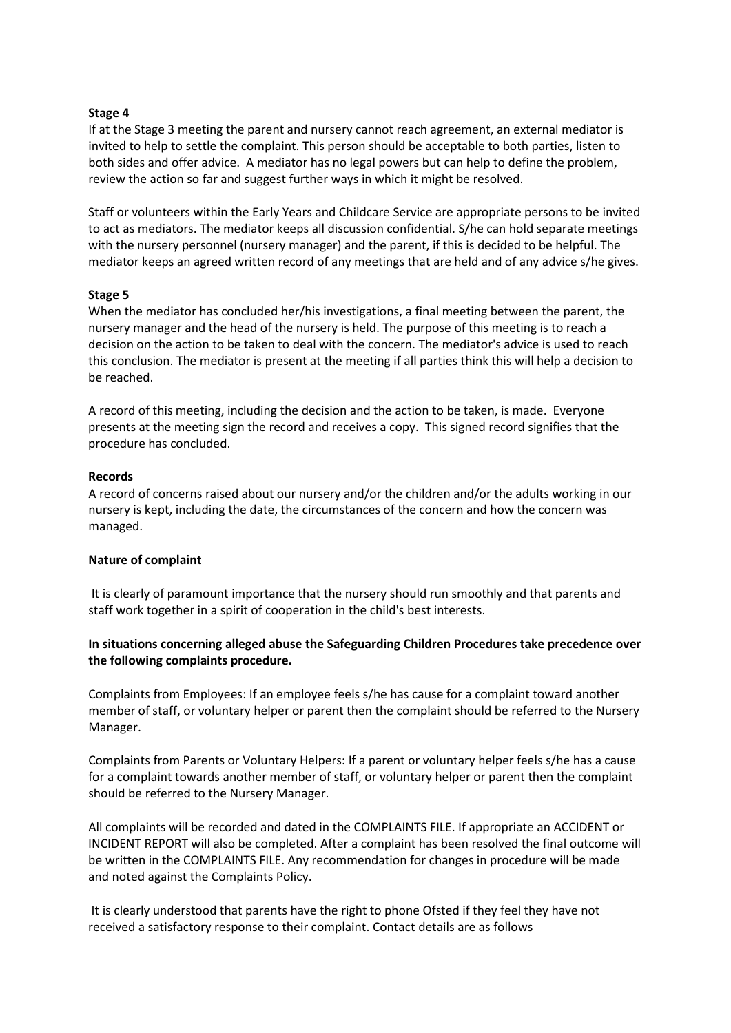**Stage 4**

If at the Stage 3 meeting the parent and nursery cannot reach agreement, an external mediator is invited to help to settle the complaint. This person should be acceptable to both parties, listen to both sides and offer advice. A mediator has no legal powers but can help to define the problem, review the action so far and suggest further ways in which it might be resolved.

Staff or volunteers within the Early Years and Childcare Service are appropriate persons to be invited to act as mediators. The mediator keeps all discussion confidential. S/he can hold separate meetings with the nursery personnel (nursery manager) and the parent, if this is decided to be helpful. The mediator keeps an agreed written record of any meetings that are held and of any advice s/he gives.

**Stage 5**

When the mediator has concluded her/his investigations, a final meeting between the parent, the nursery manager and the head of the nursery is held. The purpose of this meeting is to reach a decision on the action to be taken to deal with the concern. The mediator's advice is used to reach this conclusion. The mediator is present at the meeting if all parties think this will help a decision to be reached.

A record of this meeting, including the decision and the action to be taken, is made. Everyone presents at the meeting sign the record and receives a copy. This signed record signifies that the procedure has concluded.

**Records**

A record of concerns raised about our nursery and/or the children and/or the adults working in our nursery is kept, including the date, the circumstances of the concern and how the concern was managed.

**Nature of complaint**

It is clearly of paramount importance that the nursery should run smoothly and that parents and staff work together in a spirit of cooperation in the child's best interests.

**In situations concerning alleged abuse the Safeguarding Children Procedures take precedence over the following complaints procedure.**

Complaints from Employees: If an employee feels s/he has cause for a complaint toward another member of staff, or voluntary helper or parent then the complaint should be referred to the Nursery Manager.

Complaints from Parents or Voluntary Helpers: If a parent or voluntary helper feels s/he has a cause for a complaint towards another member of staff, or voluntary helper or parent then the complaint should be referred to the Nursery Manager.

All complaints will be recorded and dated in the COMPLAINTS FILE. If appropriate an ACCIDENT or INCIDENT REPORT will also be completed. After a complaint has been resolved the final outcome will be written in the COMPLAINTS FILE. Any recommendation for changes in procedure will be made and noted against the Complaints Policy.

It is clearly understood that parents have the right to phone Ofsted if they feel they have not received a satisfactory response to their complaint. Contact details are as follows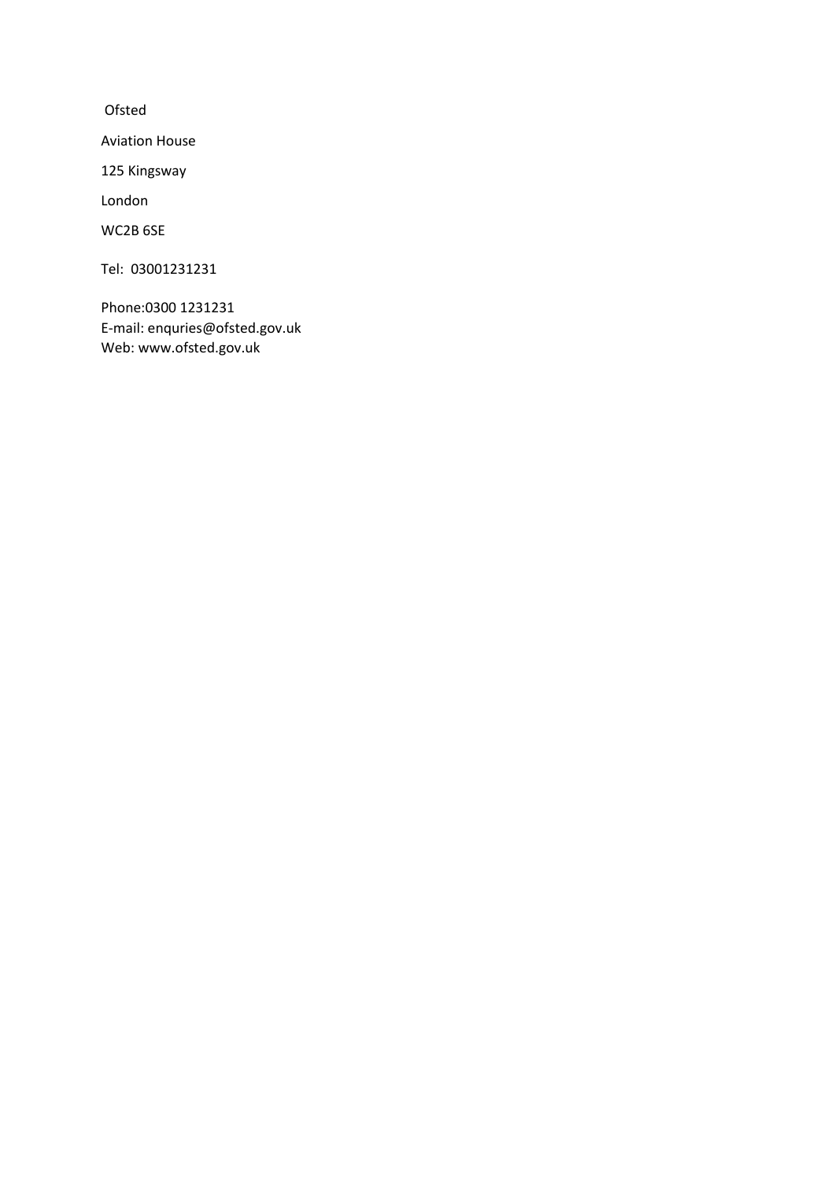Ofsted

Aviation House

125 Kingsway

London

WC2B 6SE

Tel: 03001231231

Phone:0300 1231231
E-mail: enquries@ofsted.gov.uk
Web: www.ofsted.gov.uk